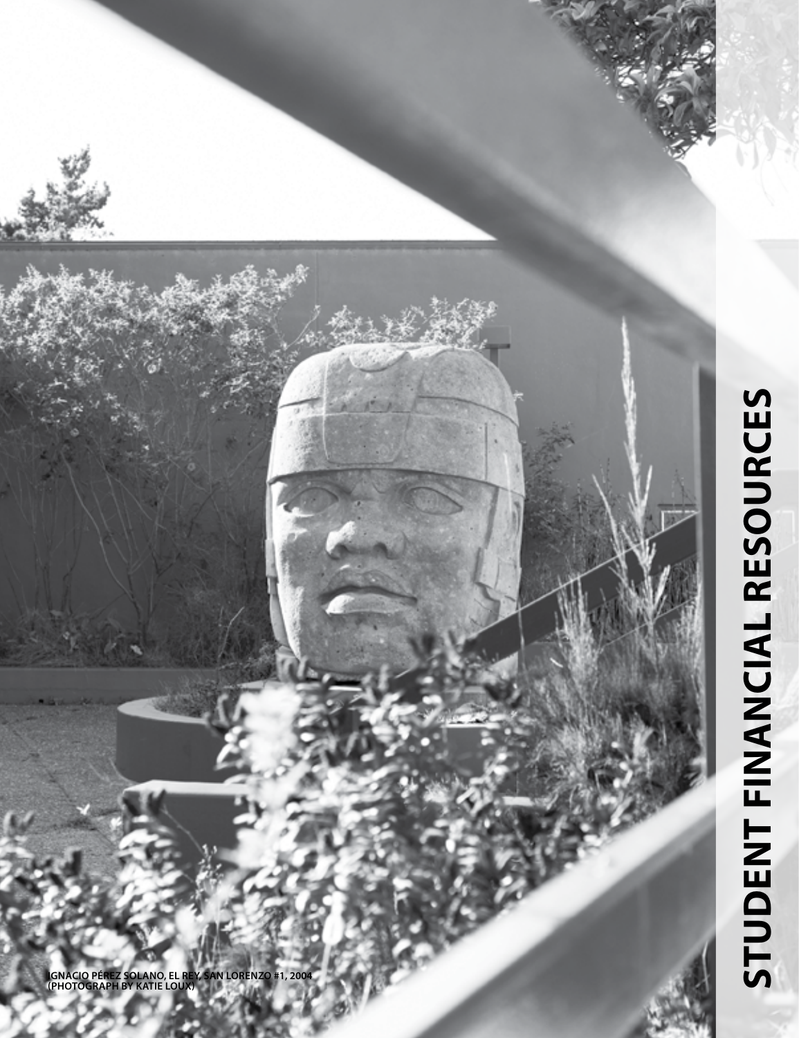# STUDENT FINANCIAL RESOURCES

IGNACIO PÉREZ SOLANO, EL REY, SAN LORENZO #1, 2004
(PHOTOGRAPH BY KATIE LOUX)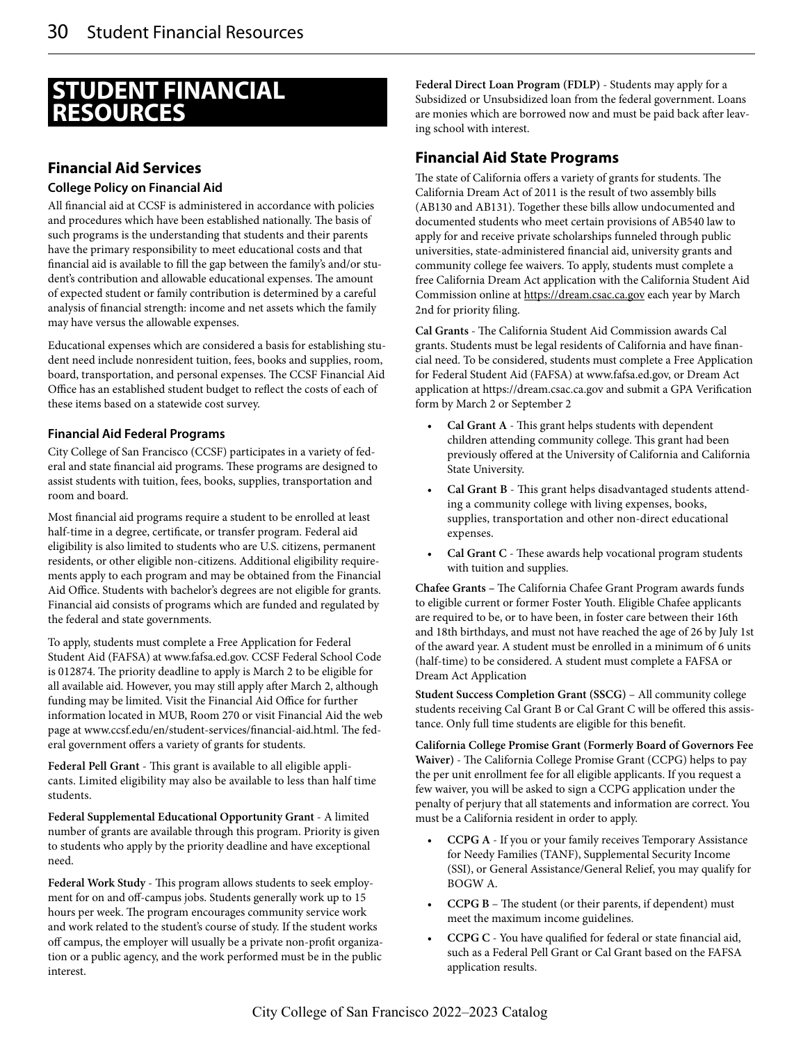# STUDENT FINANCIAL RESOURCES

## Financial Aid Services

### College Policy on Financial Aid

All financial aid at CCSF is administered in accordance with policies and procedures which have been established nationally. The basis of such programs is the understanding that students and their parents have the primary responsibility to meet educational costs and that financial aid is available to fill the gap between the family's and/or student's contribution and allowable educational expenses. The amount of expected student or family contribution is determined by a careful analysis of financial strength: income and net assets which the family may have versus the allowable expenses.

Educational expenses which are considered a basis for establishing student need include nonresident tuition, fees, books and supplies, room, board, transportation, and personal expenses. The CCSF Financial Aid Office has an established student budget to reflect the costs of each of these items based on a statewide cost survey.

### Financial Aid Federal Programs

City College of San Francisco (CCSF) participates in a variety of federal and state financial aid programs. These programs are designed to assist students with tuition, fees, books, supplies, transportation and room and board.

Most financial aid programs require a student to be enrolled at least half-time in a degree, certificate, or transfer program. Federal aid eligibility is also limited to students who are U.S. citizens, permanent residents, or other eligible non-citizens. Additional eligibility requirements apply to each program and may be obtained from the Financial Aid Office. Students with bachelor's degrees are not eligible for grants. Financial aid consists of programs which are funded and regulated by the federal and state governments.

To apply, students must complete a Free Application for Federal Student Aid (FAFSA) at www.fafsa.ed.gov. CCSF Federal School Code is 012874. The priority deadline to apply is March 2 to be eligible for all available aid. However, you may still apply after March 2, although funding may be limited. Visit the Financial Aid Office for further information located in MUB, Room 270 or visit Financial Aid the web page at www.ccsf.edu/en/student-services/financial-aid.html. The federal government offers a variety of grants for students.

**Federal Pell Grant** - This grant is available to all eligible applicants. Limited eligibility may also be available to less than half time students.

**Federal Supplemental Educational Opportunity Grant** - A limited number of grants are available through this program. Priority is given to students who apply by the priority deadline and have exceptional need.

**Federal Work Study** - This program allows students to seek employment for on and off-campus jobs. Students generally work up to 15 hours per week. The program encourages community service work and work related to the student's course of study. If the student works off campus, the employer will usually be a private non-profit organization or a public agency, and the work performed must be in the public interest.

**Federal Direct Loan Program (FDLP)** - Students may apply for a Subsidized or Unsubsidized loan from the federal government. Loans are monies which are borrowed now and must be paid back after leaving school with interest.

## Financial Aid State Programs

The state of California offers a variety of grants for students. The California Dream Act of 2011 is the result of two assembly bills (AB130 and AB131). Together these bills allow undocumented and documented students who meet certain provisions of AB540 law to apply for and receive private scholarships funneled through public universities, state-administered financial aid, university grants and community college fee waivers. To apply, students must complete a free California Dream Act application with the California Student Aid Commission online at https://dream.csac.ca.gov each year by March 2nd for priority filing.

**Cal Grants** - The California Student Aid Commission awards Cal grants. Students must be legal residents of California and have financial need. To be considered, students must complete a Free Application for Federal Student Aid (FAFSA) at www.fafsa.ed.gov, or Dream Act application at https://dream.csac.ca.gov and submit a GPA Verification form by March 2 or September 2

- **Cal Grant A** - This grant helps students with dependent children attending community college. This grant had been previously offered at the University of California and California State University.
- **Cal Grant B** - This grant helps disadvantaged students attending a community college with living expenses, books, supplies, transportation and other non-direct educational expenses.
- **Cal Grant C** - These awards help vocational program students with tuition and supplies.

**Chafee Grants** – The California Chafee Grant Program awards funds to eligible current or former Foster Youth. Eligible Chafee applicants are required to be, or to have been, in foster care between their 16th and 18th birthdays, and must not have reached the age of 26 by July 1st of the award year. A student must be enrolled in a minimum of 6 units (half-time) to be considered. A student must complete a FAFSA or Dream Act Application

**Student Success Completion Grant (SSCG)** – All community college students receiving Cal Grant B or Cal Grant C will be offered this assistance. Only full time students are eligible for this benefit.

**California College Promise Grant (Formerly Board of Governors Fee Waiver)** - The California College Promise Grant (CCPG) helps to pay the per unit enrollment fee for all eligible applicants. If you request a few waiver, you will be asked to sign a CCPG application under the penalty of perjury that all statements and information are correct. You must be a California resident in order to apply.

- **CCPG A** - If you or your family receives Temporary Assistance for Needy Families (TANF), Supplemental Security Income (SSI), or General Assistance/General Relief, you may qualify for BOGW A.
- **CCPG B** – The student (or their parents, if dependent) must meet the maximum income guidelines.
- **CCPG C** - You have qualified for federal or state financial aid, such as a Federal Pell Grant or Cal Grant based on the FAFSA application results.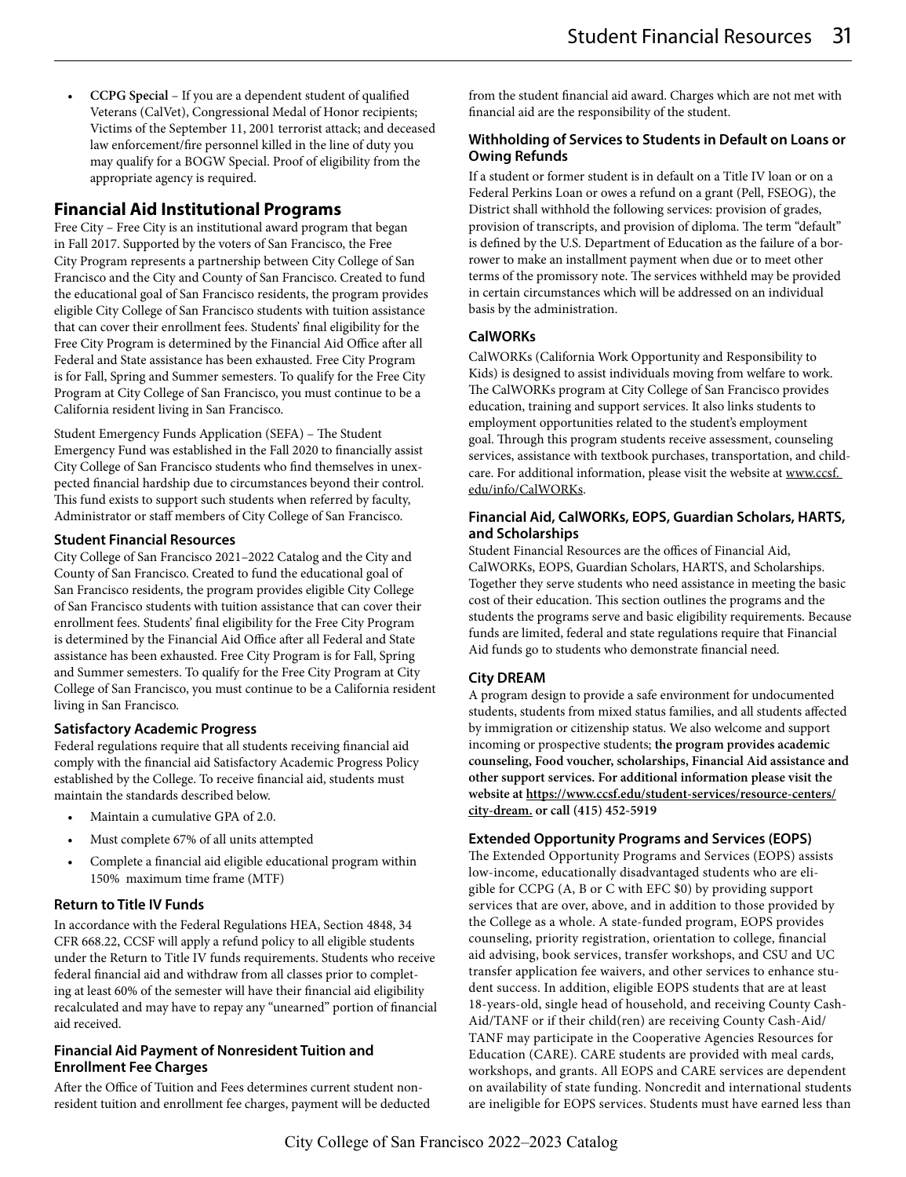- **CCPG Special** – If you are a dependent student of qualified Veterans (CalVet), Congressional Medal of Honor recipients; Victims of the September 11, 2001 terrorist attack; and deceased law enforcement/fire personnel killed in the line of duty you may qualify for a BOGW Special. Proof of eligibility from the appropriate agency is required.

## Financial Aid Institutional Programs

Free City – Free City is an institutional award program that began in Fall 2017. Supported by the voters of San Francisco, the Free City Program represents a partnership between City College of San Francisco and the City and County of San Francisco. Created to fund the educational goal of San Francisco residents, the program provides eligible City College of San Francisco students with tuition assistance that can cover their enrollment fees. Students' final eligibility for the Free City Program is determined by the Financial Aid Office after all Federal and State assistance has been exhausted. Free City Program is for Fall, Spring and Summer semesters. To qualify for the Free City Program at City College of San Francisco, you must continue to be a California resident living in San Francisco.

Student Emergency Funds Application (SEFA) – The Student Emergency Fund was established in the Fall 2020 to financially assist City College of San Francisco students who find themselves in unexpected financial hardship due to circumstances beyond their control. This fund exists to support such students when referred by faculty, Administrator or staff members of City College of San Francisco.

### Student Financial Resources

City College of San Francisco 2021–2022 Catalog and the City and County of San Francisco. Created to fund the educational goal of San Francisco residents, the program provides eligible City College of San Francisco students with tuition assistance that can cover their enrollment fees. Students' final eligibility for the Free City Program is determined by the Financial Aid Office after all Federal and State assistance has been exhausted. Free City Program is for Fall, Spring and Summer semesters. To qualify for the Free City Program at City College of San Francisco, you must continue to be a California resident living in San Francisco.

### Satisfactory Academic Progress

Federal regulations require that all students receiving financial aid comply with the financial aid Satisfactory Academic Progress Policy established by the College. To receive financial aid, students must maintain the standards described below.

- Maintain a cumulative GPA of 2.0.
- Must complete 67% of all units attempted
- Complete a financial aid eligible educational program within 150% maximum time frame (MTF)

### Return to Title IV Funds

In accordance with the Federal Regulations HEA, Section 4848, 34 CFR 668.22, CCSF will apply a refund policy to all eligible students under the Return to Title IV funds requirements. Students who receive federal financial aid and withdraw from all classes prior to completing at least 60% of the semester will have their financial aid eligibility recalculated and may have to repay any "unearned" portion of financial aid received.

### Financial Aid Payment of Nonresident Tuition and Enrollment Fee Charges

After the Office of Tuition and Fees determines current student nonresident tuition and enrollment fee charges, payment will be deducted from the student financial aid award. Charges which are not met with financial aid are the responsibility of the student.

### Withholding of Services to Students in Default on Loans or Owing Refunds

If a student or former student is in default on a Title IV loan or on a Federal Perkins Loan or owes a refund on a grant (Pell, FSEOG), the District shall withhold the following services: provision of grades, provision of transcripts, and provision of diploma. The term "default" is defined by the U.S. Department of Education as the failure of a borrower to make an installment payment when due or to meet other terms of the promissory note. The services withheld may be provided in certain circumstances which will be addressed on an individual basis by the administration.

### CalWORKs

CalWORKs (California Work Opportunity and Responsibility to Kids) is designed to assist individuals moving from welfare to work. The CalWORKs program at City College of San Francisco provides education, training and support services. It also links students to employment opportunities related to the student's employment goal. Through this program students receive assessment, counseling services, assistance with textbook purchases, transportation, and childcare. For additional information, please visit the website at www.ccsf.edu/info/CalWORKs.

### Financial Aid, CalWORKs, EOPS, Guardian Scholars, HARTS, and Scholarships

Student Financial Resources are the offices of Financial Aid, CalWORKs, EOPS, Guardian Scholars, HARTS, and Scholarships. Together they serve students who need assistance in meeting the basic cost of their education. This section outlines the programs and the students the programs serve and basic eligibility requirements. Because funds are limited, federal and state regulations require that Financial Aid funds go to students who demonstrate financial need.

### City DREAM

A program design to provide a safe environment for undocumented students, students from mixed status families, and all students affected by immigration or citizenship status. We also welcome and support incoming or prospective students; **the program provides academic counseling, Food voucher, scholarships, Financial Aid assistance and other support services. For additional information please visit the website at https://www.ccsf.edu/student-services/resource-centers/city-dream. or call (415) 452-5919**

### Extended Opportunity Programs and Services (EOPS)

The Extended Opportunity Programs and Services (EOPS) assists low-income, educationally disadvantaged students who are eligible for CCPG (A, B or C with EFC $0) by providing support services that are over, above, and in addition to those provided by the College as a whole. A state-funded program, EOPS provides counseling, priority registration, orientation to college, financial aid advising, book services, transfer workshops, and CSU and UC transfer application fee waivers, and other services to enhance student success. In addition, eligible EOPS students that are at least 18-years-old, single head of household, and receiving County Cash-Aid/TANF or if their child(ren) are receiving County Cash-Aid/TANF may participate in the Cooperative Agencies Resources for Education (CARE). CARE students are provided with meal cards, workshops, and grants. All EOPS and CARE services are dependent on availability of state funding. Noncredit and international students are ineligible for EOPS services. Students must have earned less than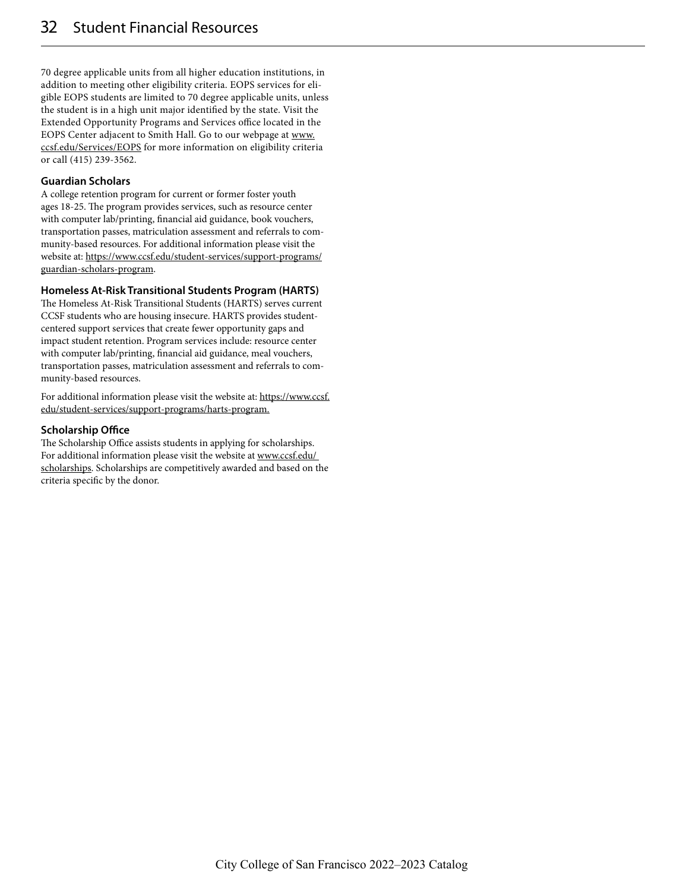70 degree applicable units from all higher education institutions, in addition to meeting other eligibility criteria. EOPS services for eligible EOPS students are limited to 70 degree applicable units, unless the student is in a high unit major identified by the state. Visit the Extended Opportunity Programs and Services office located in the EOPS Center adjacent to Smith Hall. Go to our webpage at www.ccsf.edu/Services/EOPS for more information on eligibility criteria or call (415) 239-3562.

#### Guardian Scholars

A college retention program for current or former foster youth ages 18-25. The program provides services, such as resource center with computer lab/printing, financial aid guidance, book vouchers, transportation passes, matriculation assessment and referrals to community-based resources. For additional information please visit the website at: https://www.ccsf.edu/student-services/support-programs/guardian-scholars-program.

#### Homeless At-Risk Transitional Students Program (HARTS)

The Homeless At-Risk Transitional Students (HARTS) serves current CCSF students who are housing insecure. HARTS provides student-centered support services that create fewer opportunity gaps and impact student retention. Program services include: resource center with computer lab/printing, financial aid guidance, meal vouchers, transportation passes, matriculation assessment and referrals to community-based resources.

For additional information please visit the website at: https://www.ccsf.edu/student-services/support-programs/harts-program.

#### Scholarship Office

The Scholarship Office assists students in applying for scholarships. For additional information please visit the website at www.ccsf.edu/scholarships. Scholarships are competitively awarded and based on the criteria specific by the donor.